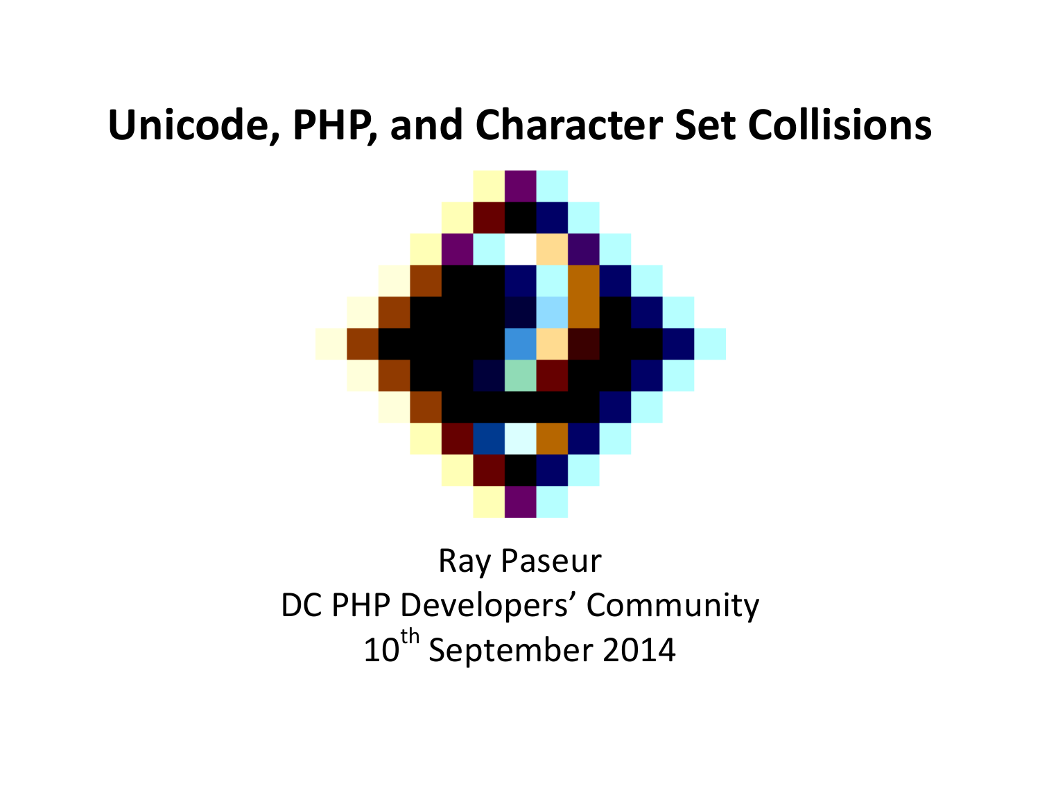# Unicode, PHP, and Character Set Collisions

Ray Paseur

DC PHP Developers' Community

10th September 2014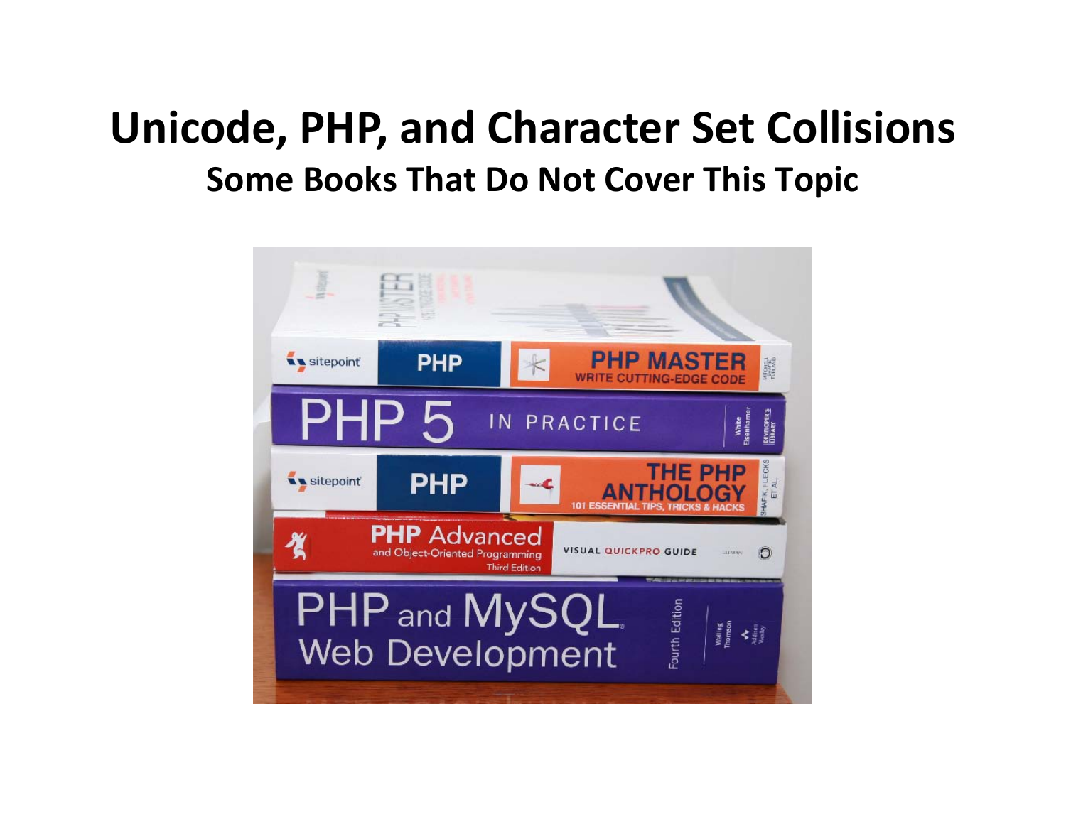# Unicode, PHP, and Character Set Collisions

## Some Books That Do Not Cover This Topic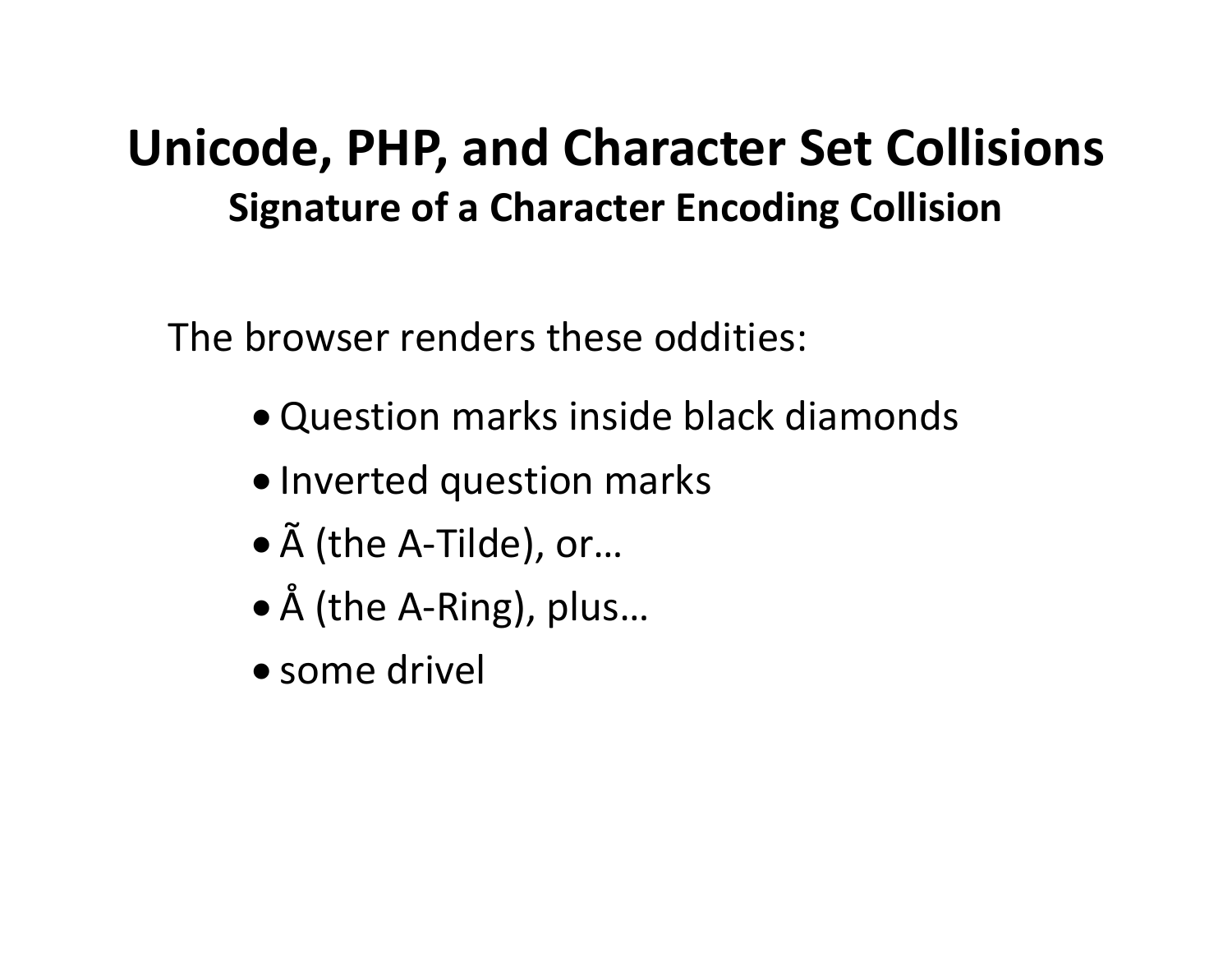# Unicode, PHP, and Character Set Collisions

## Signature of a Character Encoding Collision

The browser renders these oddities:

- Question marks inside black diamonds
- Inverted question marks
- Ã (the A-Tilde), or…
- Å (the A-Ring), plus…
- some drivel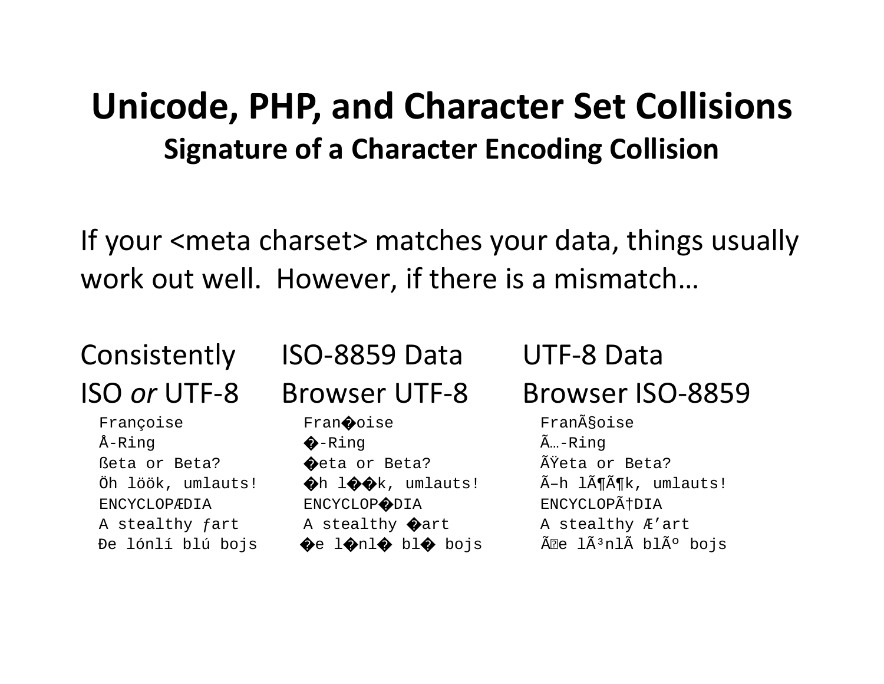# Unicode, PHP, and Character Set Collisions

## Signature of a Character Encoding Collision

If your <meta charset> matches your data, things usually work out well. However, if there is a mismatch…

| Consistently ISO *or* UTF-8 | ISO-8859 Data Browser UTF-8 | UTF-8 Data Browser ISO-8859 |
|---|---|---|
| `Françoise` | `Fran�oise` | `FranÃ§oise` |
| `Å-Ring` | `�-Ring` | `Ã…-Ring` |
| `ßeta or Beta?` | `�eta or Beta?` | `ÃŸeta or Beta?` |
| `Öh löök, umlauts!` | `�h l��k, umlauts!` | `Ã–h lÃ¶Ã¶k, umlauts!` |
| `ENCYCLOPÆDIA` | `ENCYCLOP�DIA` | `ENCYCLOPÃ†DIA` |
| `A stealthy ƒart` | `A stealthy �art` | `A stealthy Æ’art` |
| `Ðe lónlí blú bojs` | `�e l�nl� bl� bojs` | `Ã�e lÃ³nlÃ blÃº bojs` |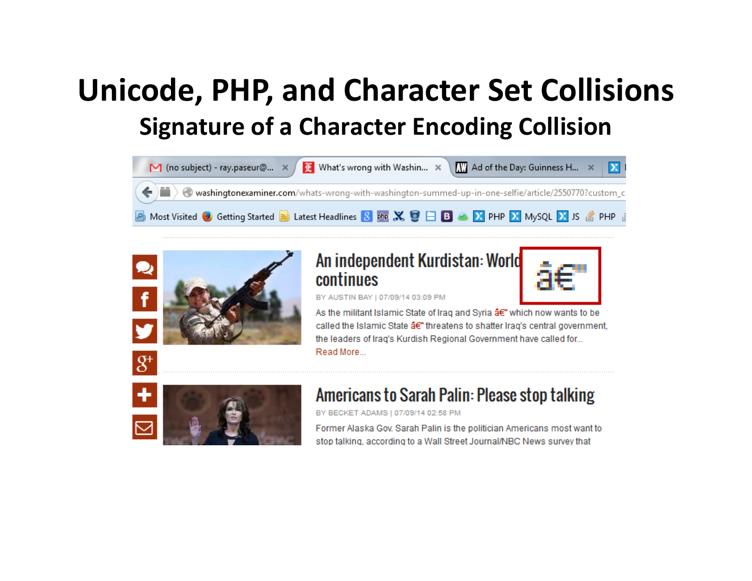# Unicode, PHP, and Character Set Collisions

## Signature of a Character Encoding Collision

(no subject) - ray.paseur@... | What's wrong with Washin... | Ad of the Day: Guinness H...

washingtonexaminer.com/whats-wrong-with-washington-summed-up-in-one-selfie/article/2550770?custom_c

Most Visited | Getting Started | Latest Headlines | PHP | MySQL | JS | PHP

### An independent Kurdistan: World continues

â€"

BY AUSTIN BAY | 07/09/14 03:09 PM

As the militant Islamic State of Iraq and Syria â€" which now wants to be called the Islamic State â€" threatens to shatter Iraq's central government, the leaders of Iraq's Kurdish Regional Government have called for...

Read More...

### Americans to Sarah Palin: Please stop talking

BY BECKET ADAMS | 07/09/14 02:58 PM

Former Alaska Gov. Sarah Palin is the politician Americans most want to stop talking, according to a Wall Street Journal/NBC News survey that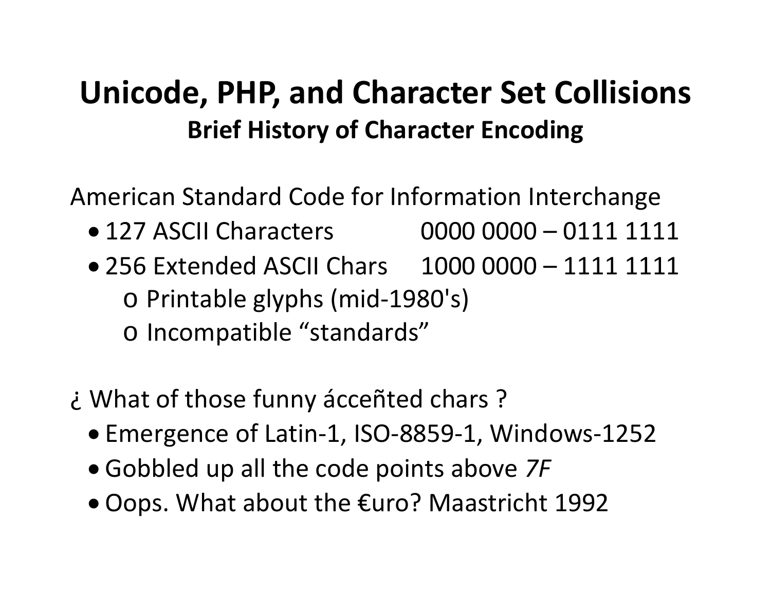# Unicode, PHP, and Character Set Collisions

## Brief History of Character Encoding

American Standard Code for Information Interchange

- 127 ASCII Characters 0000 0000 – 0111 1111
- 256 Extended ASCII Chars 1000 0000 – 1111 1111
  - o Printable glyphs (mid-1980's)
  - o Incompatible "standards"

¿ What of those funny ácceñted chars ?

- Emergence of Latin-1, ISO-8859-1, Windows-1252
- Gobbled up all the code points above *7F*
- Oops. What about the €uro? Maastricht 1992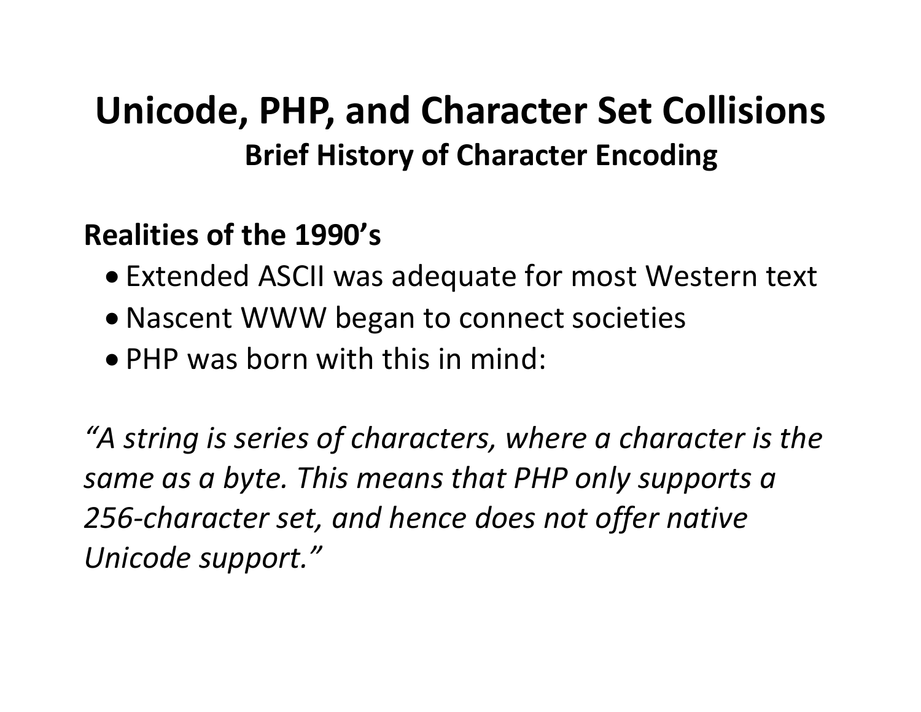# Unicode, PHP, and Character Set Collisions

## Brief History of Character Encoding

**Realities of the 1990's**

- Extended ASCII was adequate for most Western text
- Nascent WWW began to connect societies
- PHP was born with this in mind:

*"A string is series of characters, where a character is the same as a byte. This means that PHP only supports a 256-character set, and hence does not offer native Unicode support."*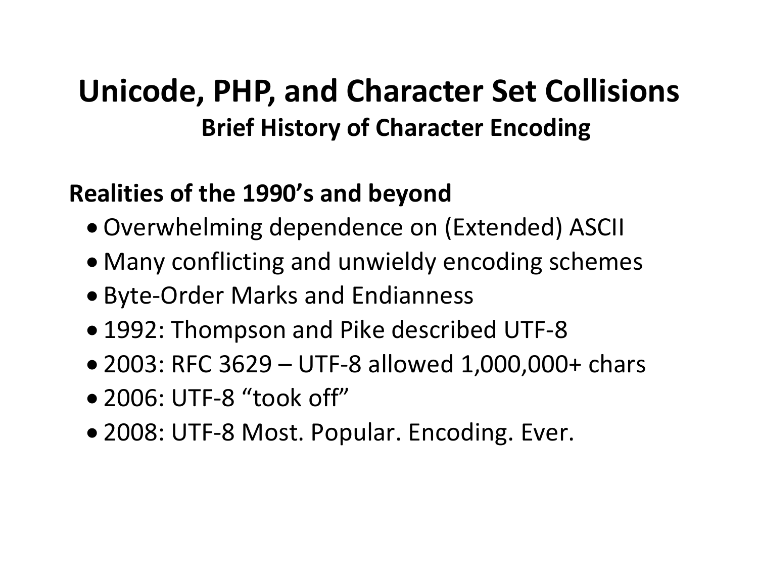# Unicode, PHP, and Character Set Collisions

## Brief History of Character Encoding

**Realities of the 1990's and beyond**

- Overwhelming dependence on (Extended) ASCII
- Many conflicting and unwieldy encoding schemes
- Byte-Order Marks and Endianness
- 1992: Thompson and Pike described UTF-8
- 2003: RFC 3629 – UTF-8 allowed 1,000,000+ chars
- 2006: UTF-8 "took off"
- 2008: UTF-8 Most. Popular. Encoding. Ever.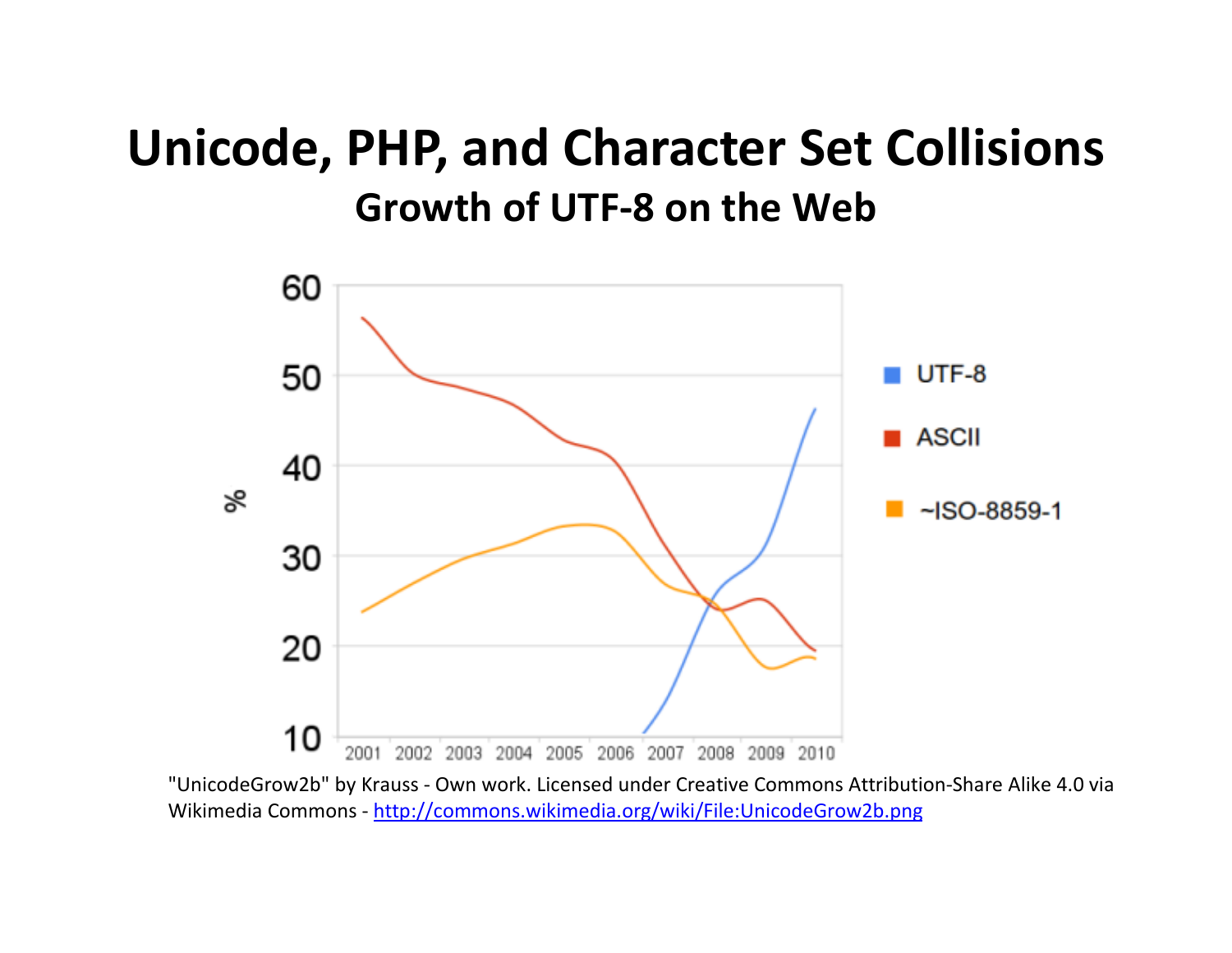# Unicode, PHP, and Character Set Collisions

## Growth of UTF-8 on the Web

"UnicodeGrow2b" by Krauss - Own work. Licensed under Creative Commons Attribution-Share Alike 4.0 via Wikimedia Commons - http://commons.wikimedia.org/wiki/File:UnicodeGrow2b.png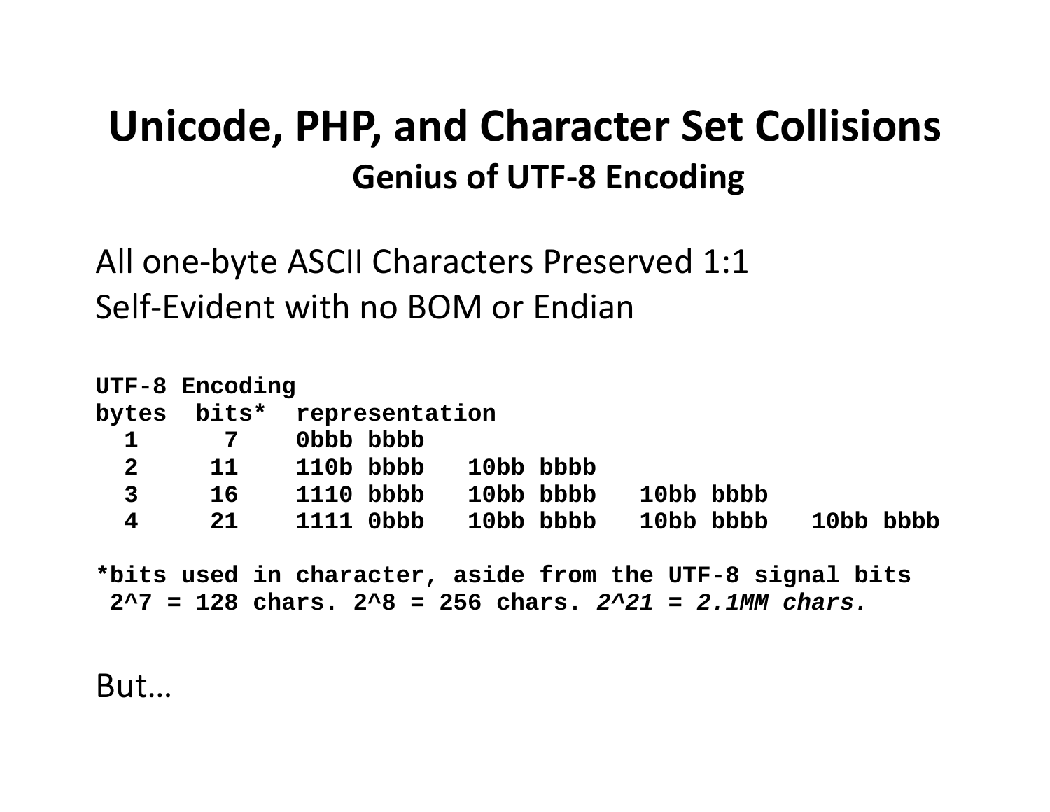# Unicode, PHP, and Character Set Collisions

## Genius of UTF-8 Encoding

All one-byte ASCII Characters Preserved 1:1
Self-Evident with no BOM or Endian

```
UTF-8 Encoding
bytes  bits*  representation
  1      7    0bbb bbbb
  2     11    110b bbbb   10bb bbbb
  3     16    1110 bbbb   10bb bbbb   10bb bbbb
  4     21    1111 0bbb   10bb bbbb   10bb bbbb   10bb bbbb

*bits used in character, aside from the UTF-8 signal bits
 2^7 = 128 chars. 2^8 = 256 chars. 2^21 = 2.1MM chars.
```

But…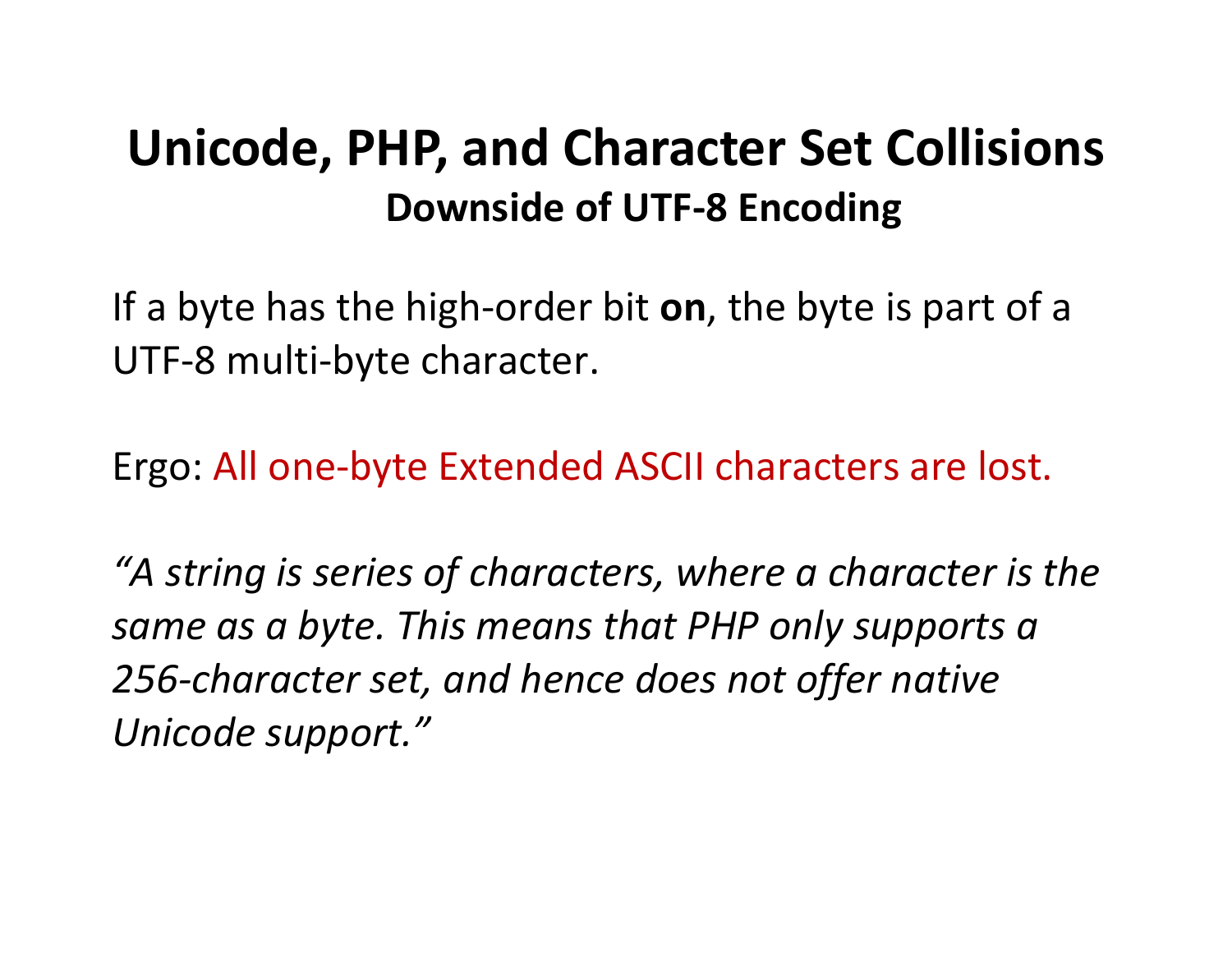# Unicode, PHP, and Character Set Collisions

## Downside of UTF-8 Encoding

If a byte has the high-order bit **on**, the byte is part of a UTF-8 multi-byte character.

Ergo: All one-byte Extended ASCII characters are lost.

*"A string is series of characters, where a character is the same as a byte. This means that PHP only supports a 256-character set, and hence does not offer native Unicode support."*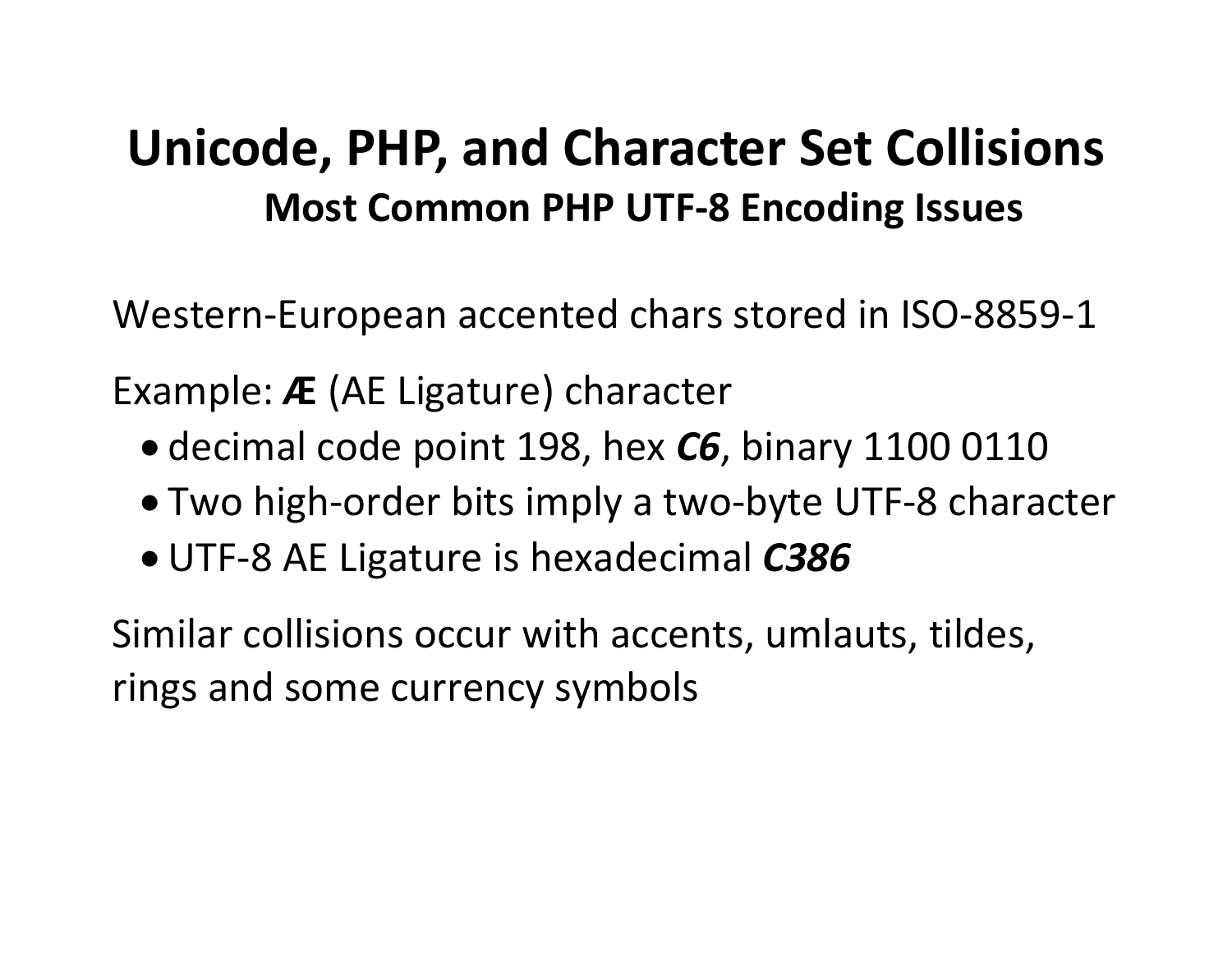# Unicode, PHP, and Character Set Collisions

## Most Common PHP UTF-8 Encoding Issues

Western-European accented chars stored in ISO-8859-1

Example: ***Æ*** (AE Ligature) character

- decimal code point 198, hex ***C6***, binary 1100 0110
- Two high-order bits imply a two-byte UTF-8 character
- UTF-8 AE Ligature is hexadecimal ***C386***

Similar collisions occur with accents, umlauts, tildes, rings and some currency symbols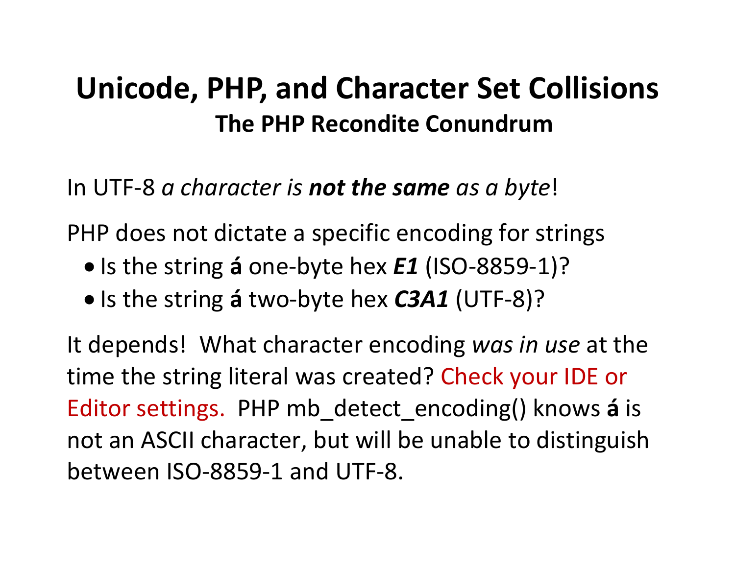# Unicode, PHP, and Character Set Collisions

## The PHP Recondite Conundrum

In UTF-8 *a character is **not the same** as a byte*!

PHP does not dictate a specific encoding for strings

- Is the string **á** one-byte hex ***E1*** (ISO-8859-1)?
- Is the string **á** two-byte hex ***C3A1*** (UTF-8)?

It depends! What character encoding *was in use* at the time the string literal was created? Check your IDE or Editor settings. PHP mb_detect_encoding() knows **á** is not an ASCII character, but will be unable to distinguish between ISO-8859-1 and UTF-8.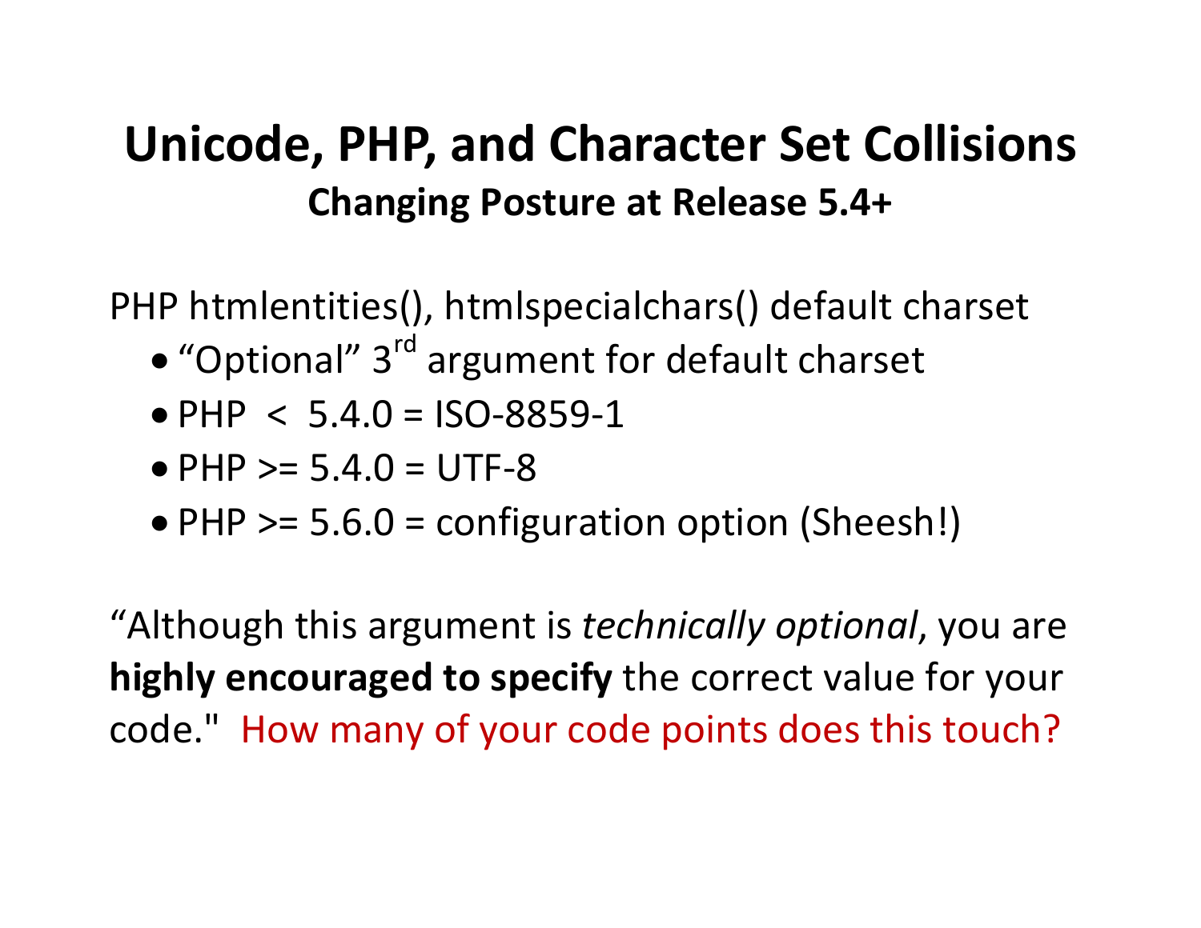# Unicode, PHP, and Character Set Collisions

## Changing Posture at Release 5.4+

PHP htmlentities(), htmlspecialchars() default charset

- "Optional" 3rd argument for default charset
- PHP < 5.4.0 = ISO-8859-1
- PHP >= 5.4.0 = UTF-8
- PHP >= 5.6.0 = configuration option (Sheesh!)

"Although this argument is *technically optional*, you are **highly encouraged to specify** the correct value for your code." How many of your code points does this touch?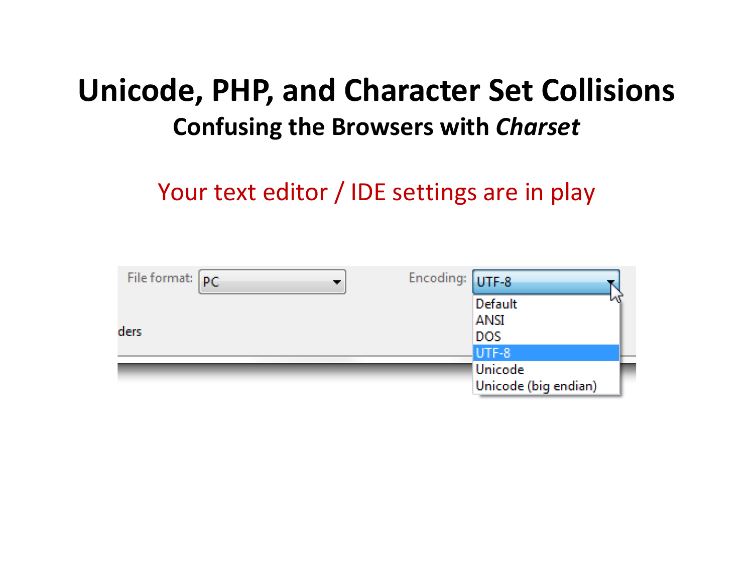# Unicode, PHP, and Character Set Collisions

## Confusing the Browsers with *Charset*

Your text editor / IDE settings are in play

File format: PC

Encoding: UTF-8

- Default
- ANSI
- DOS
- UTF-8
- Unicode
- Unicode (big endian)

ders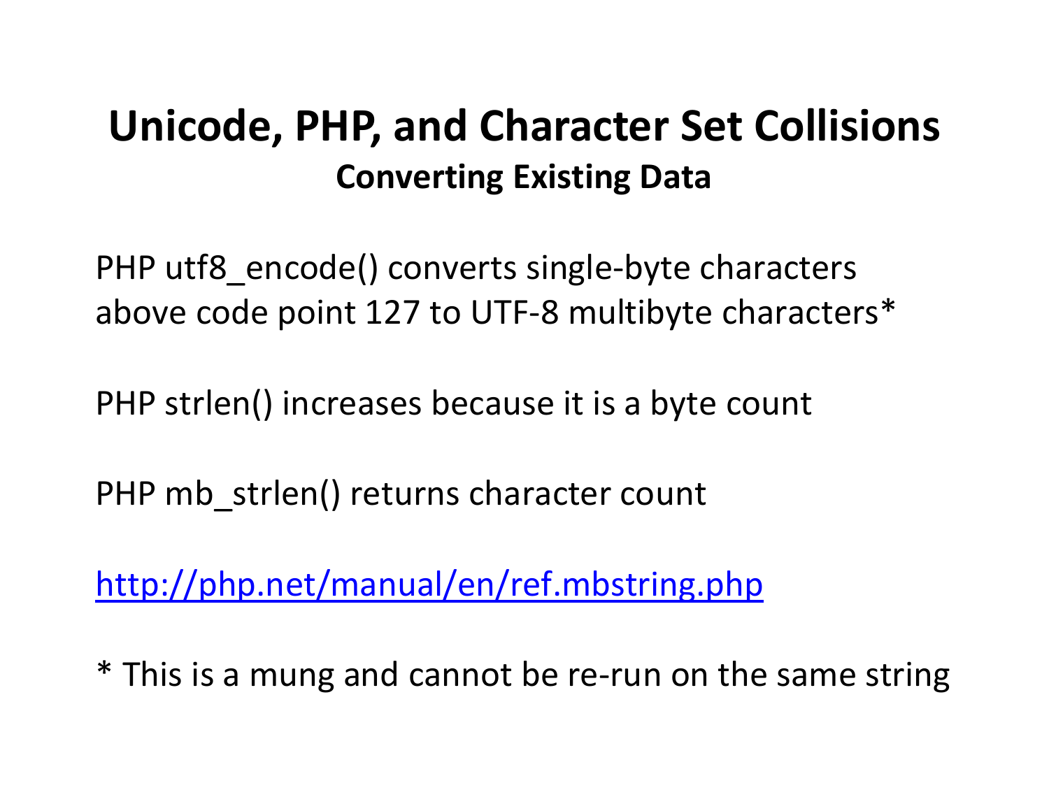# Unicode, PHP, and Character Set Collisions

## Converting Existing Data

PHP utf8_encode() converts single-byte characters above code point 127 to UTF-8 multibyte characters*

PHP strlen() increases because it is a byte count

PHP mb_strlen() returns character count

[http://php.net/manual/en/ref.mbstring.php](http://php.net/manual/en/ref.mbstring.php)

* This is a mung and cannot be re-run on the same string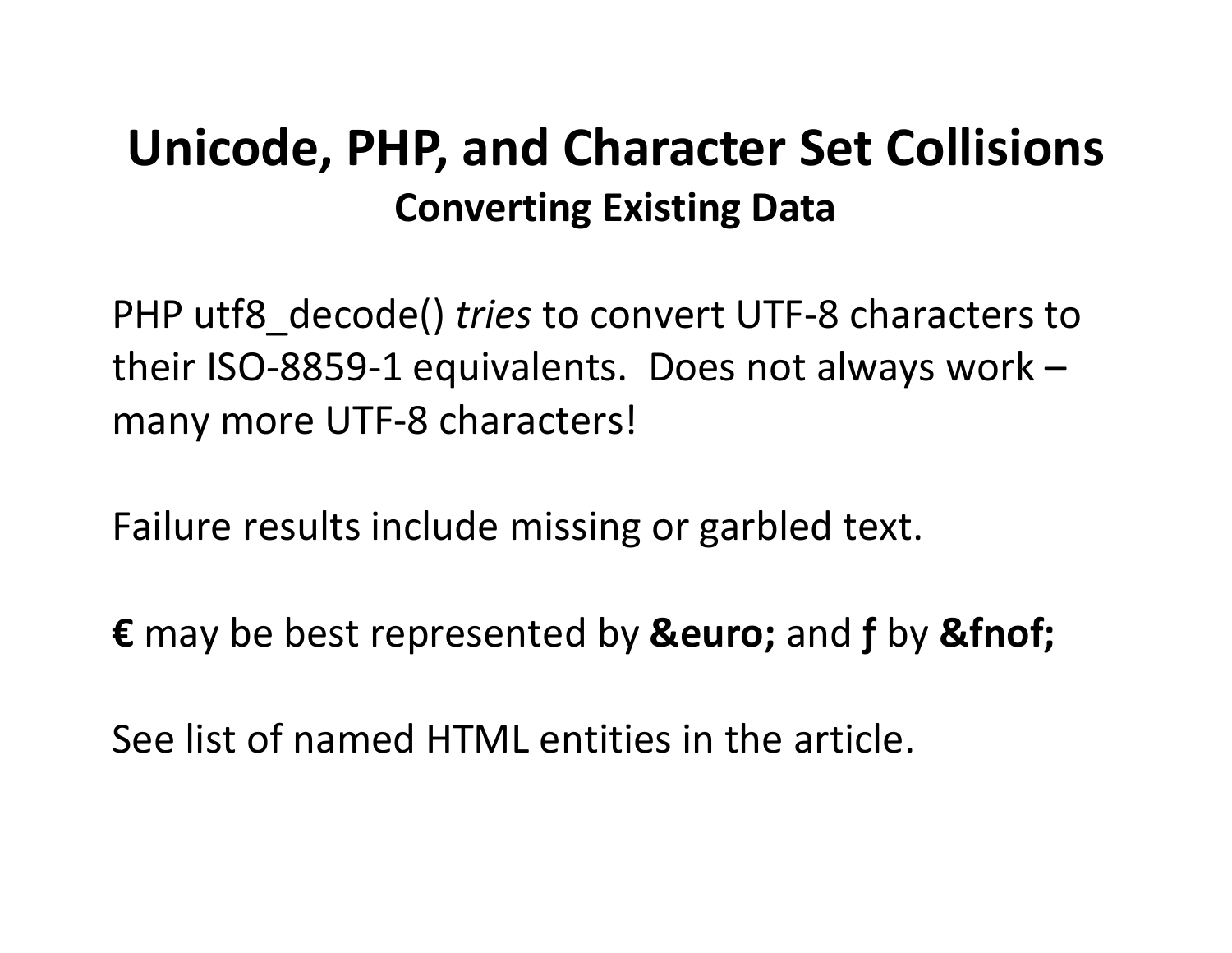# Unicode, PHP, and Character Set Collisions

## Converting Existing Data

PHP utf8_decode() *tries* to convert UTF-8 characters to their ISO-8859-1 equivalents. Does not always work – many more UTF-8 characters!

Failure results include missing or garbled text.

**€** may be best represented by **&euro;** and **ƒ** by **&fnof;**

See list of named HTML entities in the article.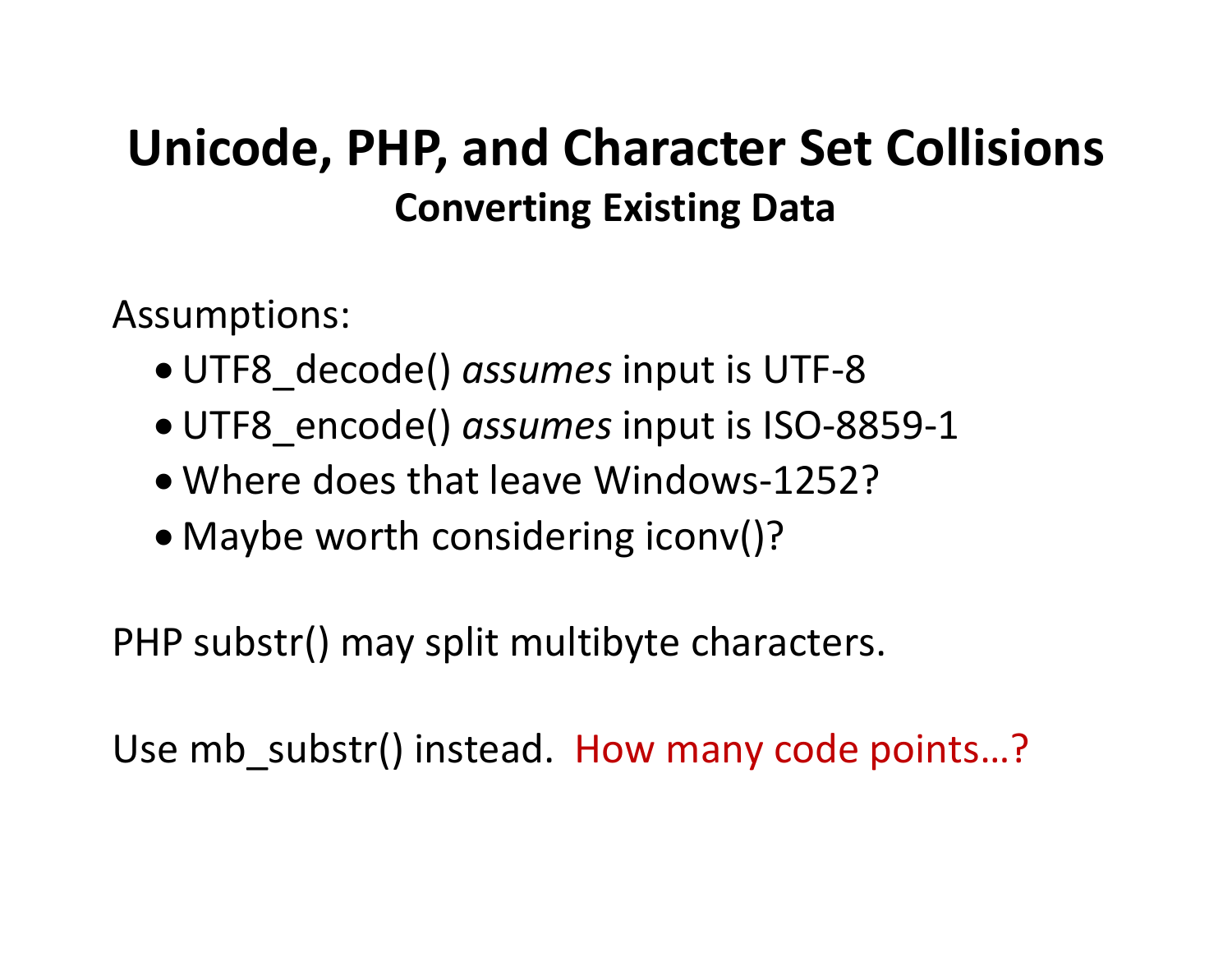# Unicode, PHP, and Character Set Collisions

## Converting Existing Data

Assumptions:

- UTF8_decode() *assumes* input is UTF-8
- UTF8_encode() *assumes* input is ISO-8859-1
- Where does that leave Windows-1252?
- Maybe worth considering iconv()?

PHP substr() may split multibyte characters.

Use mb_substr() instead. How many code points…?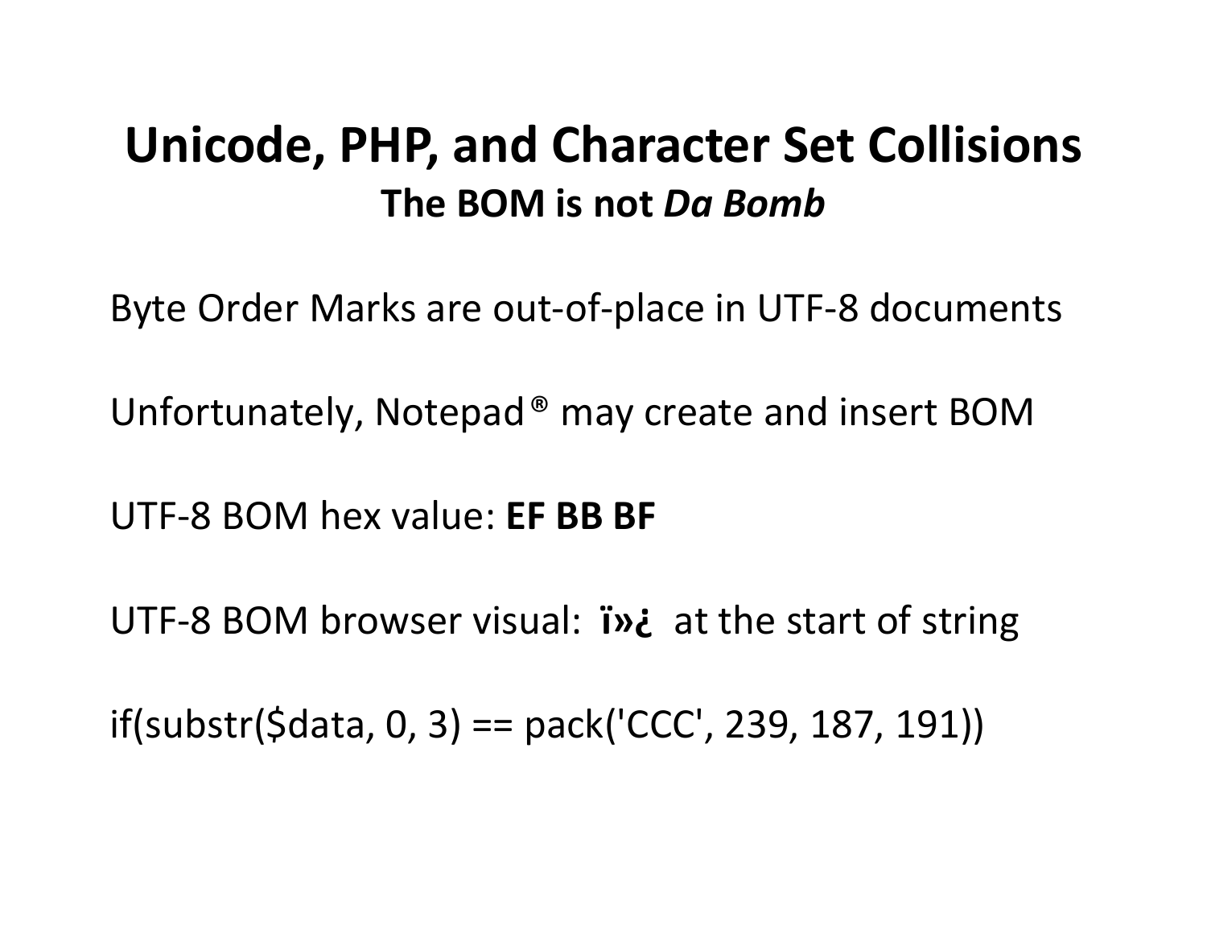# Unicode, PHP, and Character Set Collisions

## The BOM is not *Da Bomb*

Byte Order Marks are out-of-place in UTF-8 documents

Unfortunately, Notepad® may create and insert BOM

UTF-8 BOM hex value: **EF BB BF**

UTF-8 BOM browser visual: **ï»¿** at the start of string

```
if(substr($data, 0, 3) == pack('CCC', 239, 187, 191))
```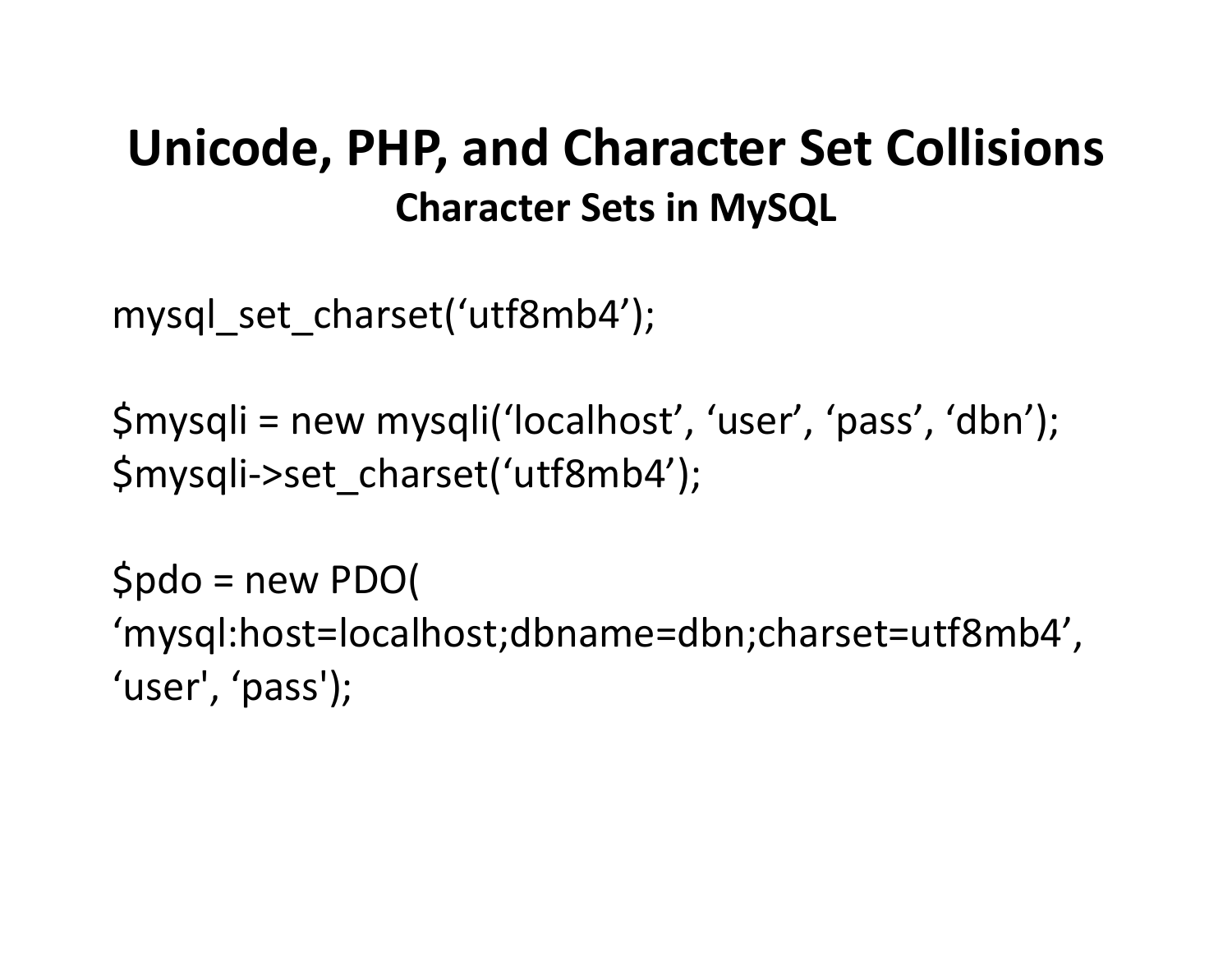# Unicode, PHP, and Character Set Collisions

## Character Sets in MySQL

```
mysql_set_charset(‘utf8mb4’);

$mysqli = new mysqli(‘localhost’, ‘user’, ‘pass’, ‘dbn’);
$mysqli->set_charset(‘utf8mb4’);

$pdo = new PDO(
‘mysql:host=localhost;dbname=dbn;charset=utf8mb4’,
‘user', ‘pass');
```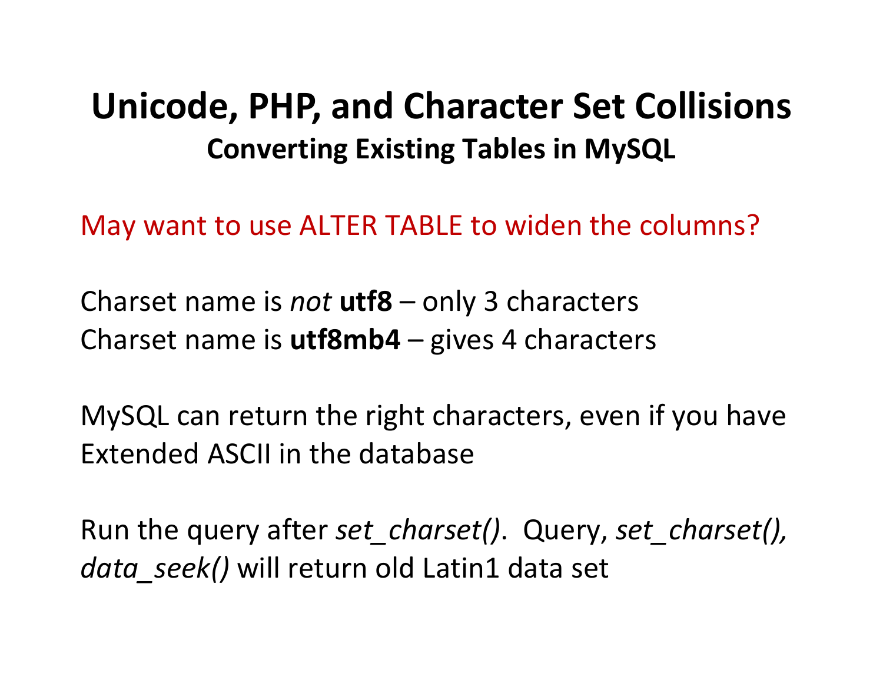# Unicode, PHP, and Character Set Collisions

## Converting Existing Tables in MySQL

May want to use ALTER TABLE to widen the columns?

Charset name is *not* **utf8** – only 3 characters
Charset name is **utf8mb4** – gives 4 characters

MySQL can return the right characters, even if you have Extended ASCII in the database

Run the query after *set_charset()*. Query, *set_charset(), data_seek()* will return old Latin1 data set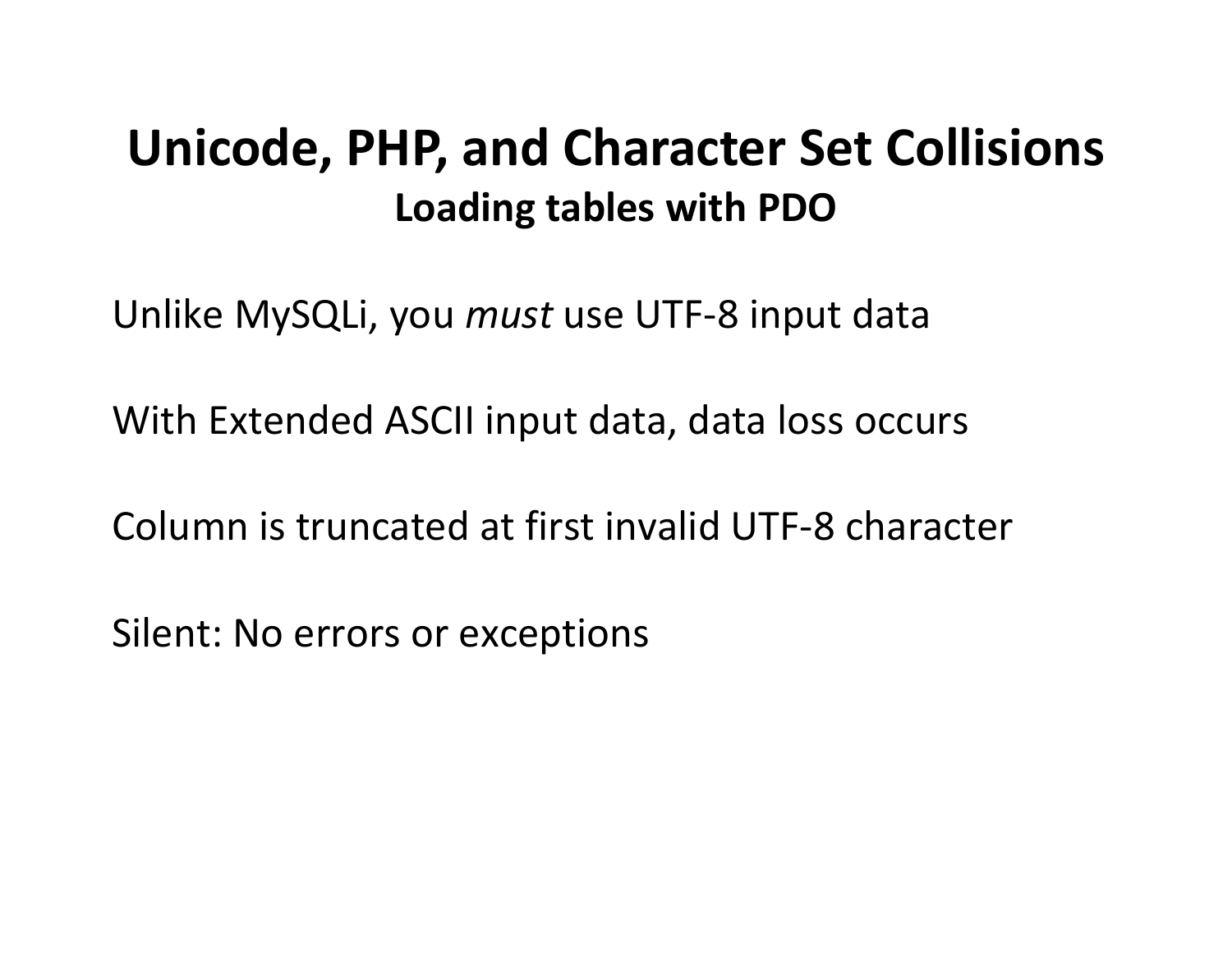# Unicode, PHP, and Character Set Collisions

## Loading tables with PDO

Unlike MySQLi, you *must* use UTF-8 input data

With Extended ASCII input data, data loss occurs

Column is truncated at first invalid UTF-8 character

Silent: No errors or exceptions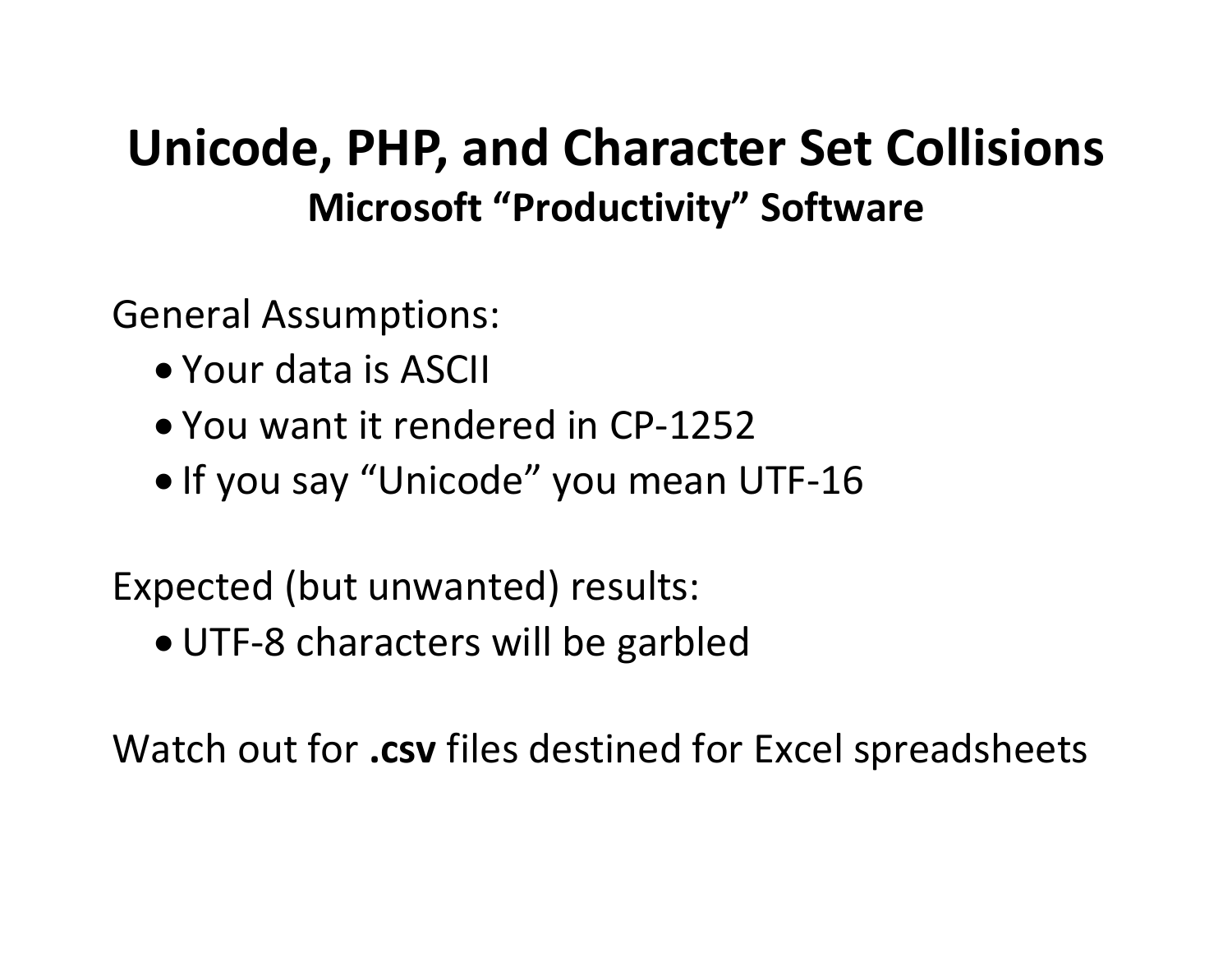# Unicode, PHP, and Character Set Collisions

## Microsoft “Productivity” Software

General Assumptions:

- Your data is ASCII
- You want it rendered in CP-1252
- If you say “Unicode” you mean UTF-16

Expected (but unwanted) results:

- UTF-8 characters will be garbled

Watch out for **.csv** files destined for Excel spreadsheets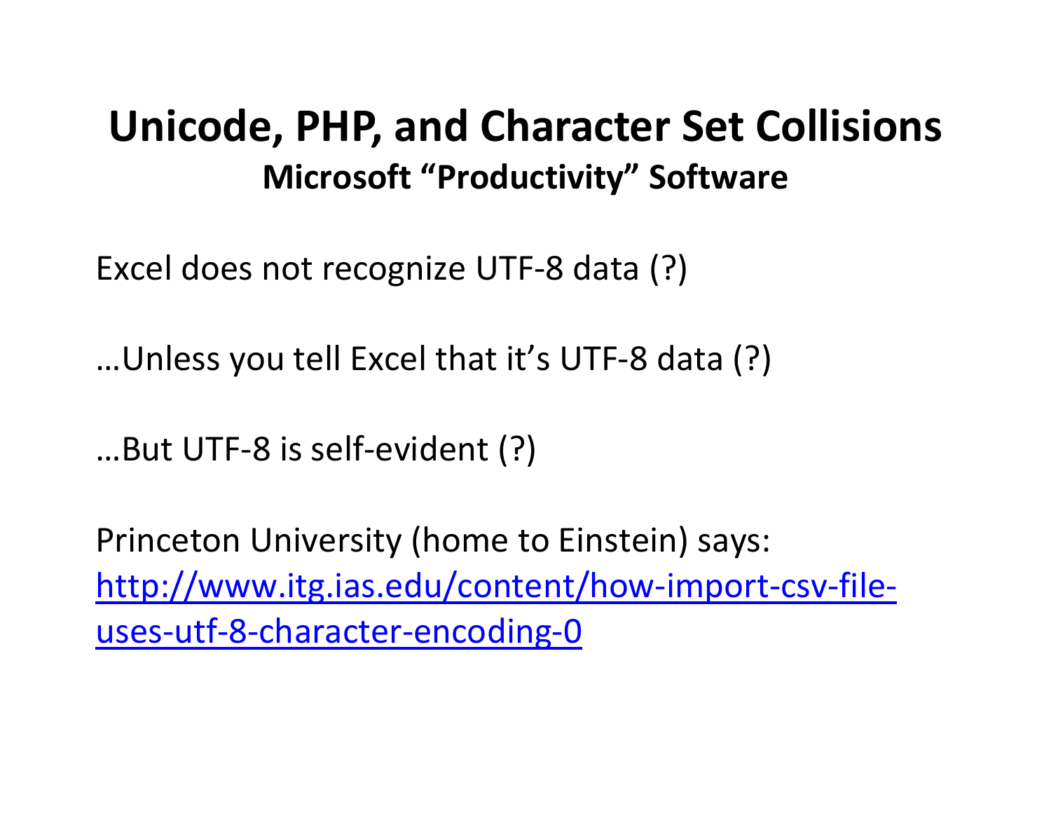# Unicode, PHP, and Character Set Collisions

## Microsoft “Productivity” Software

Excel does not recognize UTF-8 data (?)

…Unless you tell Excel that it’s UTF-8 data (?)

…But UTF-8 is self-evident (?)

Princeton University (home to Einstein) says: [http://www.itg.ias.edu/content/how-import-csv-file-uses-utf-8-character-encoding-0](http://www.itg.ias.edu/content/how-import-csv-file-uses-utf-8-character-encoding-0)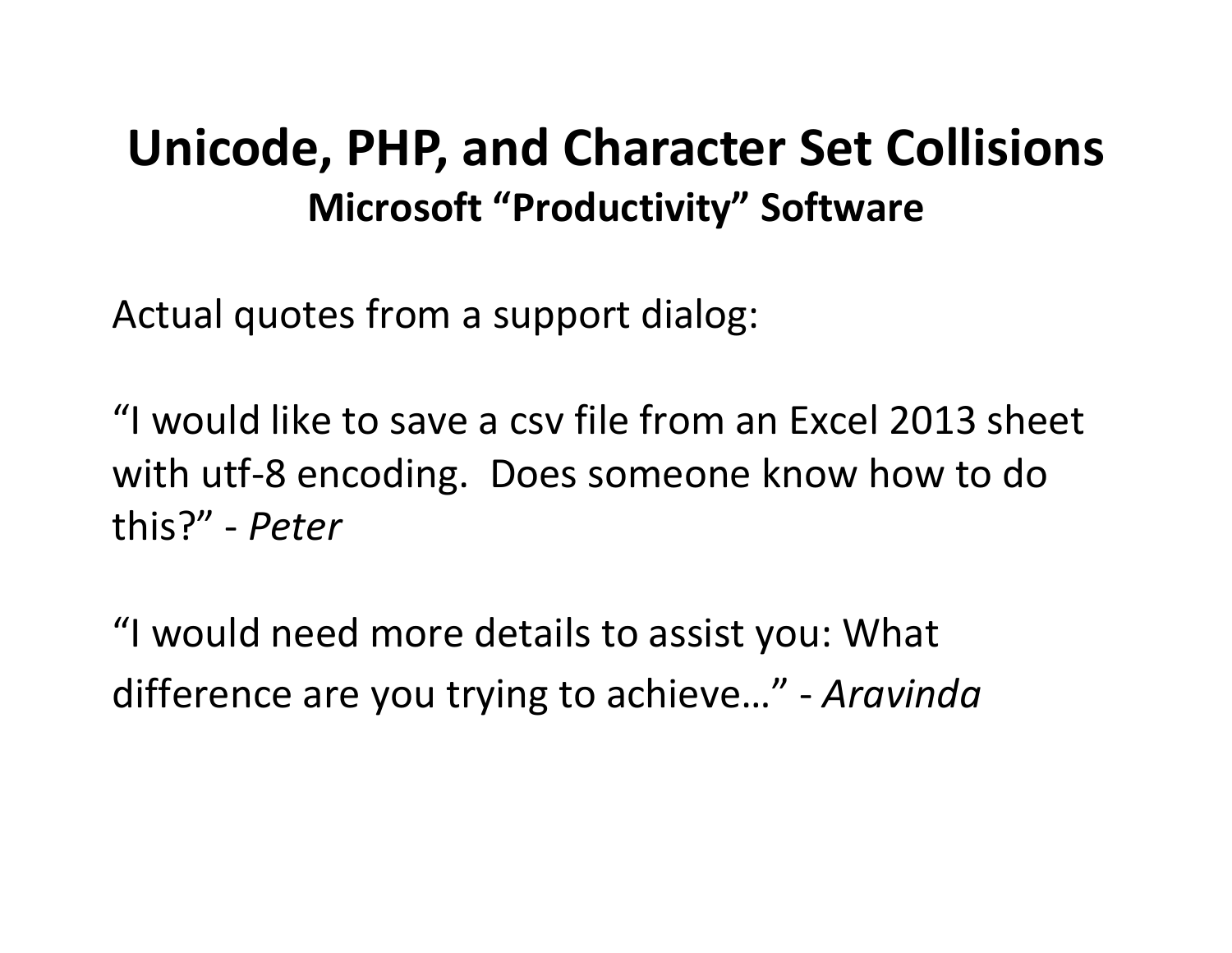# Unicode, PHP, and Character Set Collisions

## Microsoft “Productivity” Software

Actual quotes from a support dialog:

“I would like to save a csv file from an Excel 2013 sheet with utf-8 encoding. Does someone know how to do this?” - *Peter*

“I would need more details to assist you: What difference are you trying to achieve…” - *Aravinda*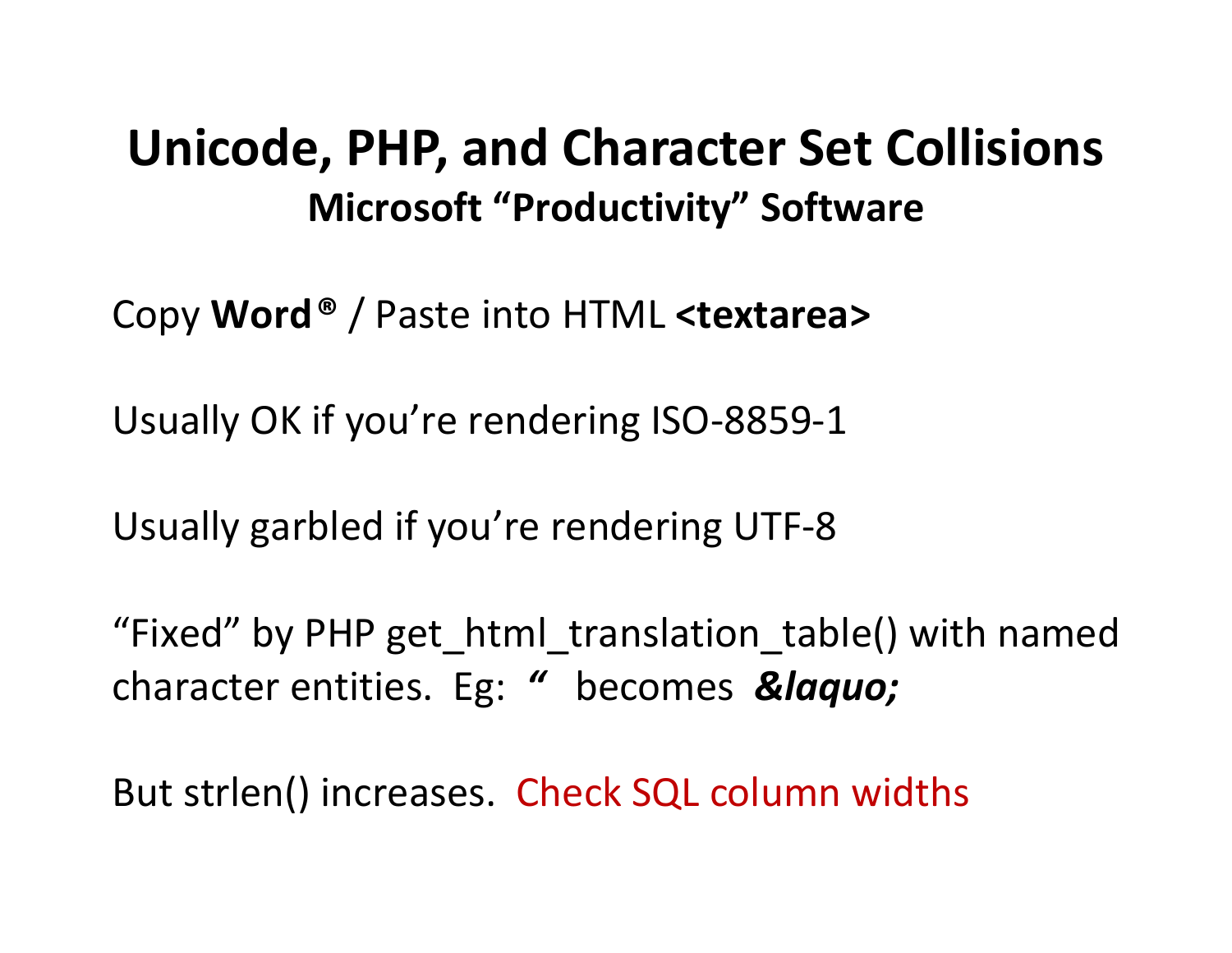# Unicode, PHP, and Character Set Collisions

## Microsoft “Productivity” Software

Copy **Word®** / Paste into HTML **<textarea>**

Usually OK if you’re rendering ISO-8859-1

Usually garbled if you’re rendering UTF-8

“Fixed” by PHP get_html_translation_table() with named character entities. Eg: ***“*** becomes ***&laquo;***

But strlen() increases. Check SQL column widths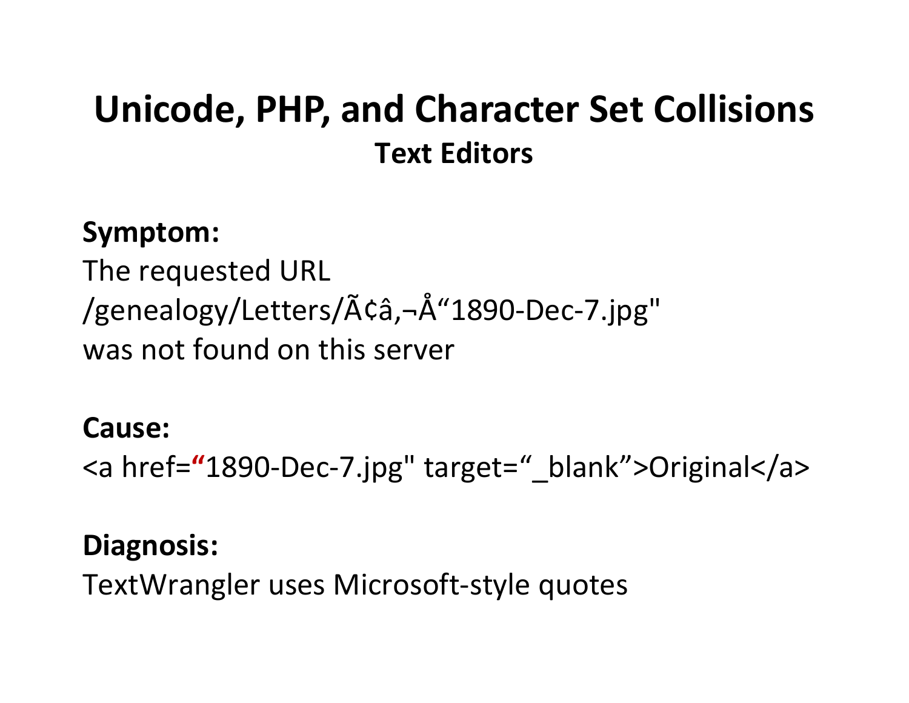# Unicode, PHP, and Character Set Collisions

## Text Editors

**Symptom:**

The requested URL
/genealogy/Letters/Ã¢â‚¬Å“1890-Dec-7.jpg"
was not found on this server

**Cause:**

<a href=“1890-Dec-7.jpg" target=“_blank”>Original</a>

**Diagnosis:**

TextWrangler uses Microsoft-style quotes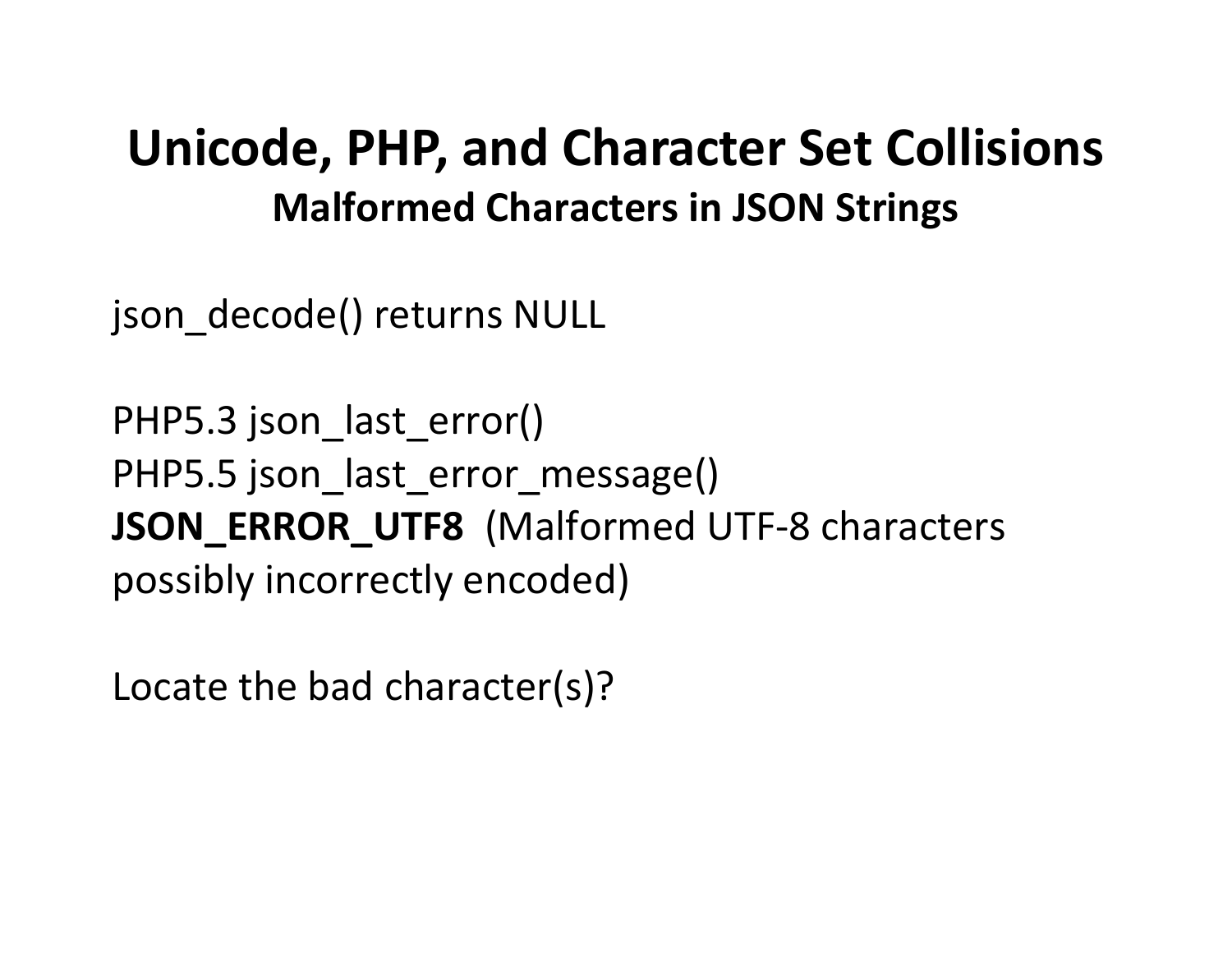# Unicode, PHP, and Character Set Collisions

## Malformed Characters in JSON Strings

json_decode() returns NULL

PHP5.3 json_last_error()
PHP5.5 json_last_error_message()
**JSON_ERROR_UTF8** (Malformed UTF-8 characters possibly incorrectly encoded)

Locate the bad character(s)?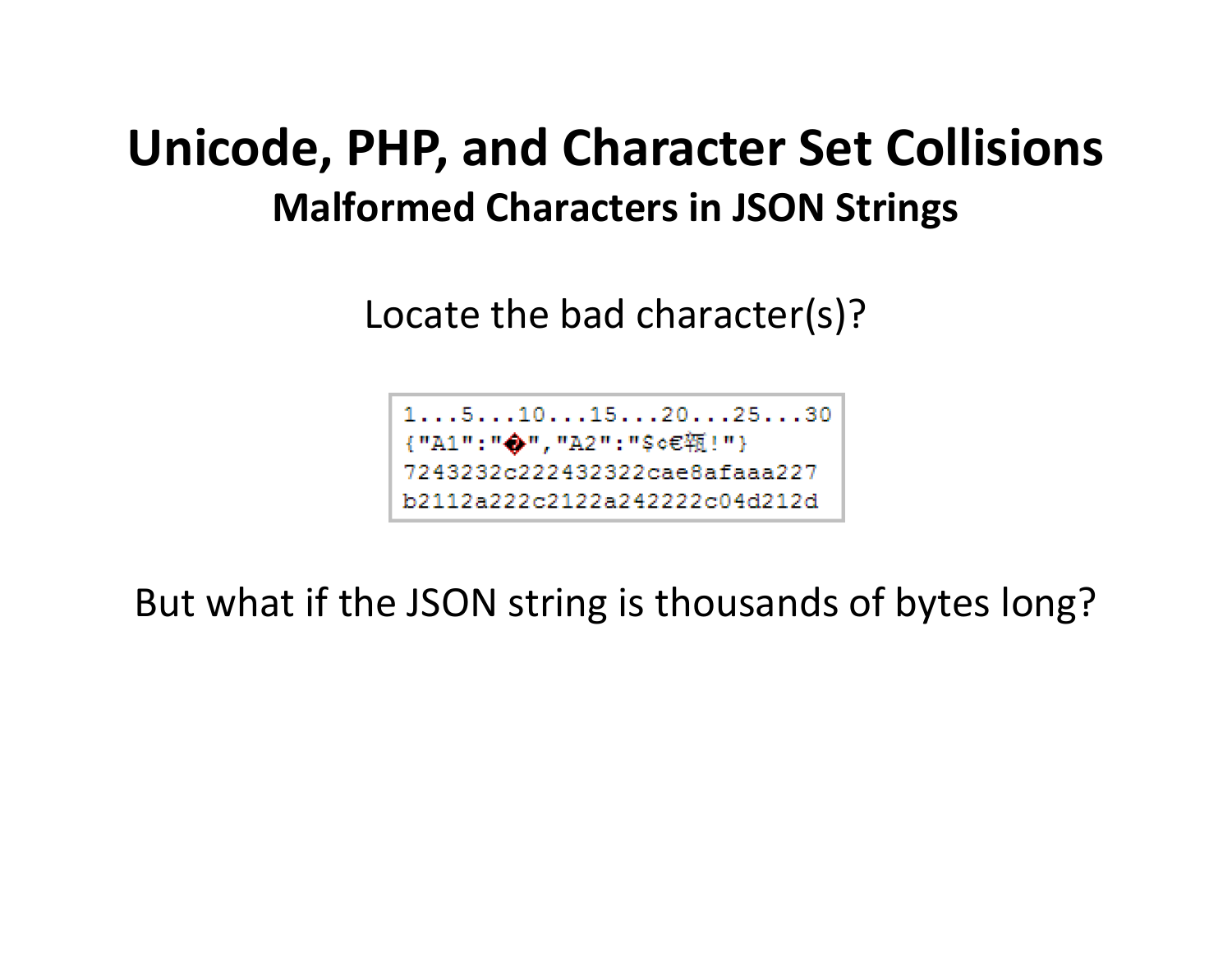# Unicode, PHP, and Character Set Collisions

## Malformed Characters in JSON Strings

Locate the bad character(s)?

```
1...5...10...15...20...25...30
{"A1":"�","A2":"$¢€顿!"}
7243232c222432322cae8afaaa227
b2112a222c2122a242222c04d212d
```

But what if the JSON string is thousands of bytes long?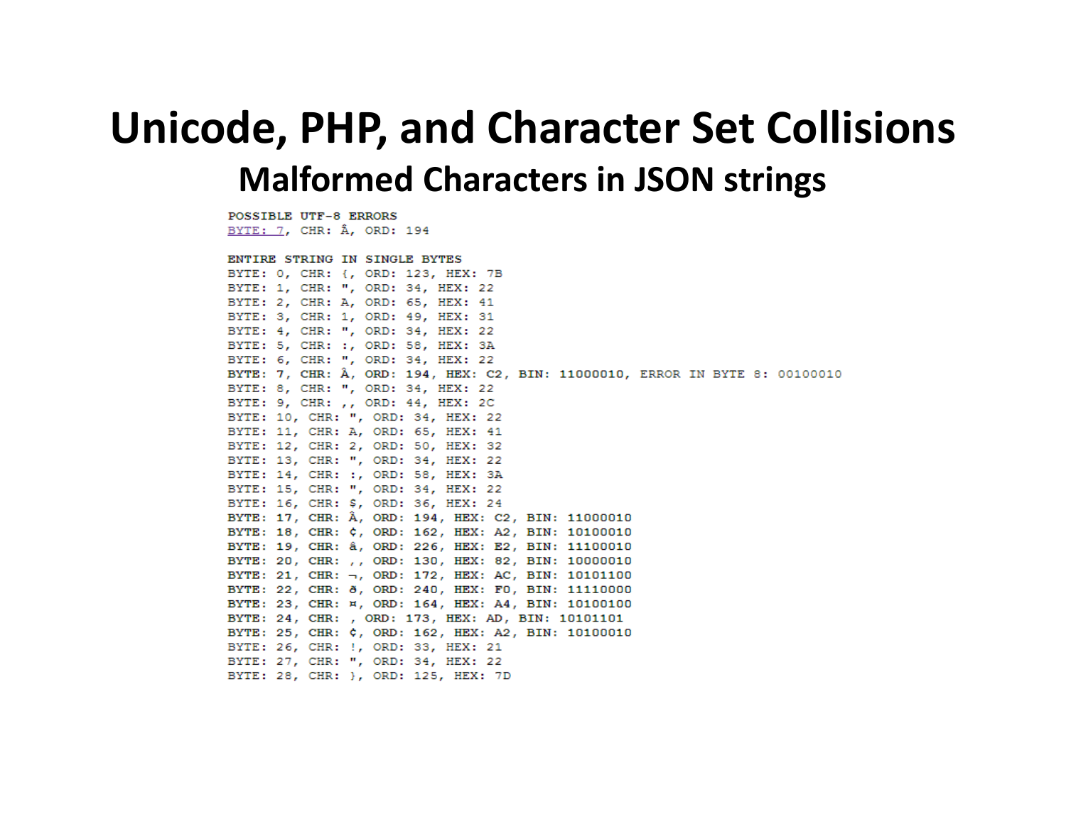# Unicode, PHP, and Character Set Collisions

## Malformed Characters in JSON strings

```
POSSIBLE UTF-8 ERRORS
BYTE: 7, CHR: Â, ORD: 194

ENTIRE STRING IN SINGLE BYTES
BYTE: 0, CHR: {, ORD: 123, HEX: 7B
BYTE: 1, CHR: ", ORD: 34, HEX: 22
BYTE: 2, CHR: A, ORD: 65, HEX: 41
BYTE: 3, CHR: 1, ORD: 49, HEX: 31
BYTE: 4, CHR: ", ORD: 34, HEX: 22
BYTE: 5, CHR: :, ORD: 58, HEX: 3A
BYTE: 6, CHR: ", ORD: 34, HEX: 22
BYTE: 7, CHR: Â, ORD: 194, HEX: C2, BIN: 11000010, ERROR IN BYTE 8: 00100010
BYTE: 8, CHR: ", ORD: 34, HEX: 22
BYTE: 9, CHR: ,, ORD: 44, HEX: 2C
BYTE: 10, CHR: ", ORD: 34, HEX: 22
BYTE: 11, CHR: A, ORD: 65, HEX: 41
BYTE: 12, CHR: 2, ORD: 50, HEX: 32
BYTE: 13, CHR: ", ORD: 34, HEX: 22
BYTE: 14, CHR: :, ORD: 58, HEX: 3A
BYTE: 15, CHR: ", ORD: 34, HEX: 22
BYTE: 16, CHR: $, ORD: 36, HEX: 24
BYTE: 17, CHR: Â, ORD: 194, HEX: C2, BIN: 11000010
BYTE: 18, CHR: ¢, ORD: 162, HEX: A2, BIN: 10100010
BYTE: 19, CHR: â, ORD: 226, HEX: E2, BIN: 11100010
BYTE: 20, CHR: ‚, ORD: 130, HEX: 82, BIN: 10000010
BYTE: 21, CHR: ¬, ORD: 172, HEX: AC, BIN: 10101100
BYTE: 22, CHR: ð, ORD: 240, HEX: F0, BIN: 11110000
BYTE: 23, CHR: ¤, ORD: 164, HEX: A4, BIN: 10100100
BYTE: 24, CHR: , ORD: 173, HEX: AD, BIN: 10101101
BYTE: 25, CHR: ¢, ORD: 162, HEX: A2, BIN: 10100010
BYTE: 26, CHR: !, ORD: 33, HEX: 21
BYTE: 27, CHR: ", ORD: 34, HEX: 22
BYTE: 28, CHR: }, ORD: 125, HEX: 7D
```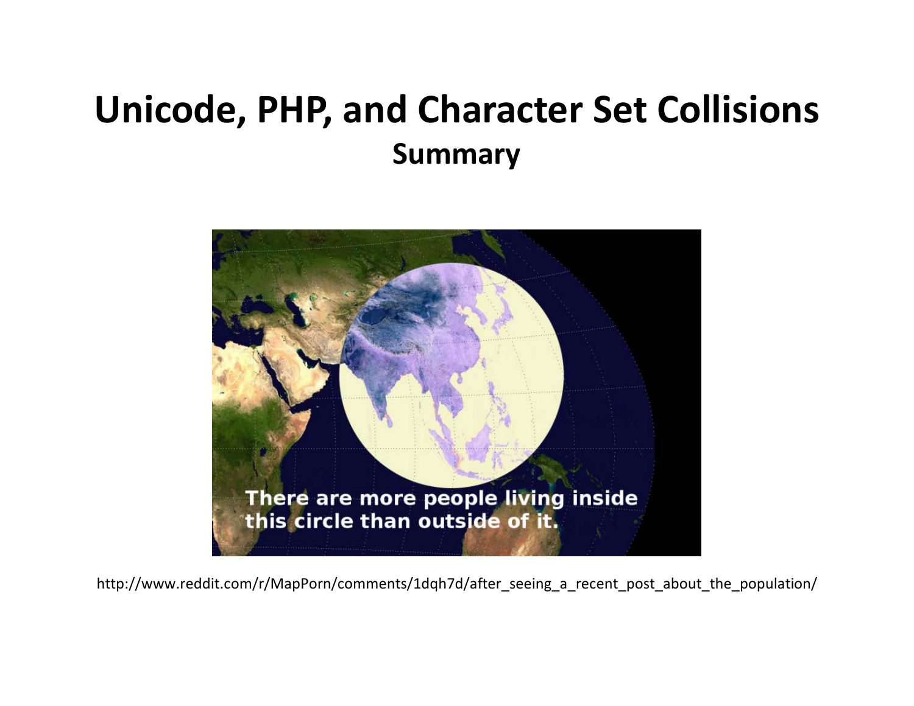# Unicode, PHP, and Character Set Collisions

## Summary

http://www.reddit.com/r/MapPorn/comments/1dqh7d/after_seeing_a_recent_post_about_the_population/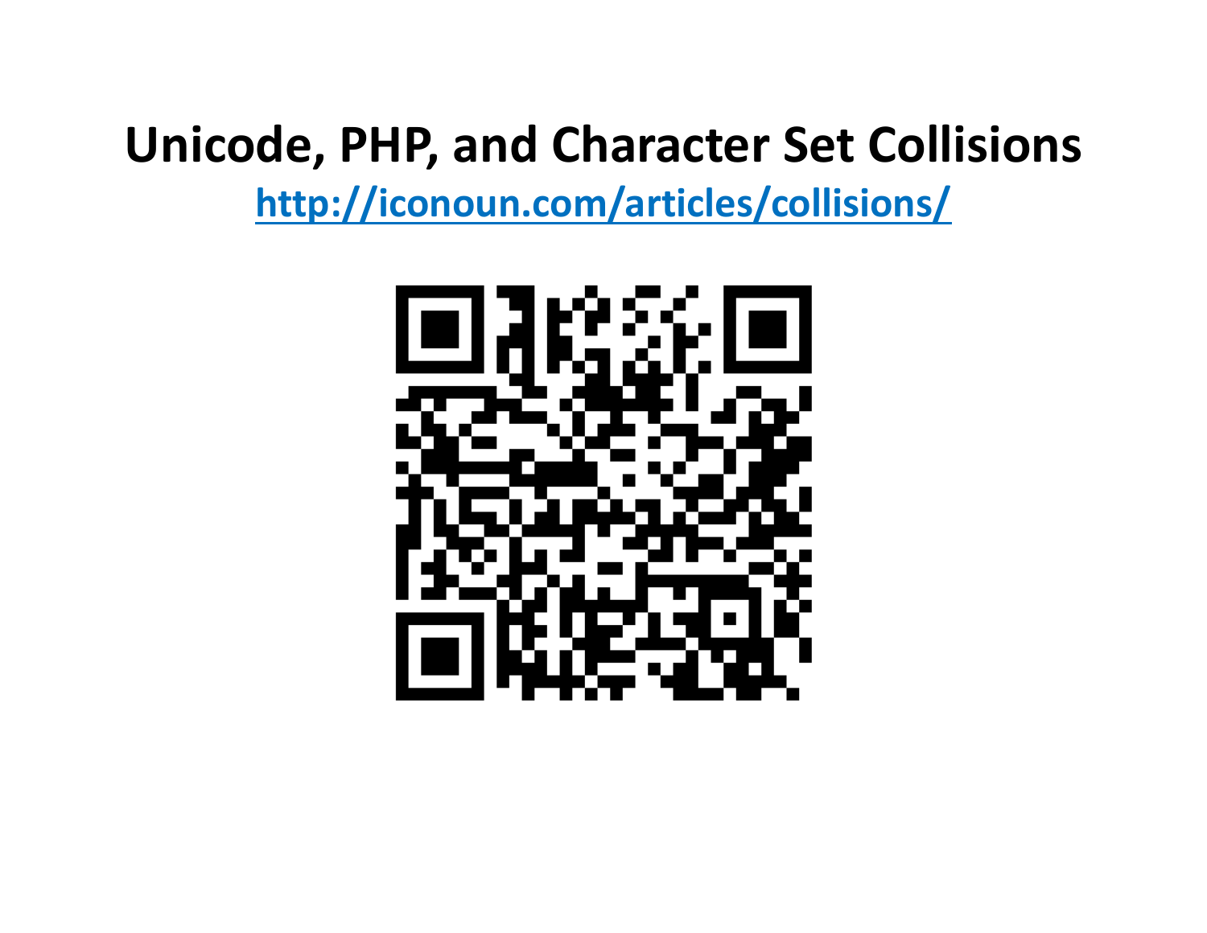# Unicode, PHP, and Character Set Collisions

http://iconoun.com/articles/collisions/